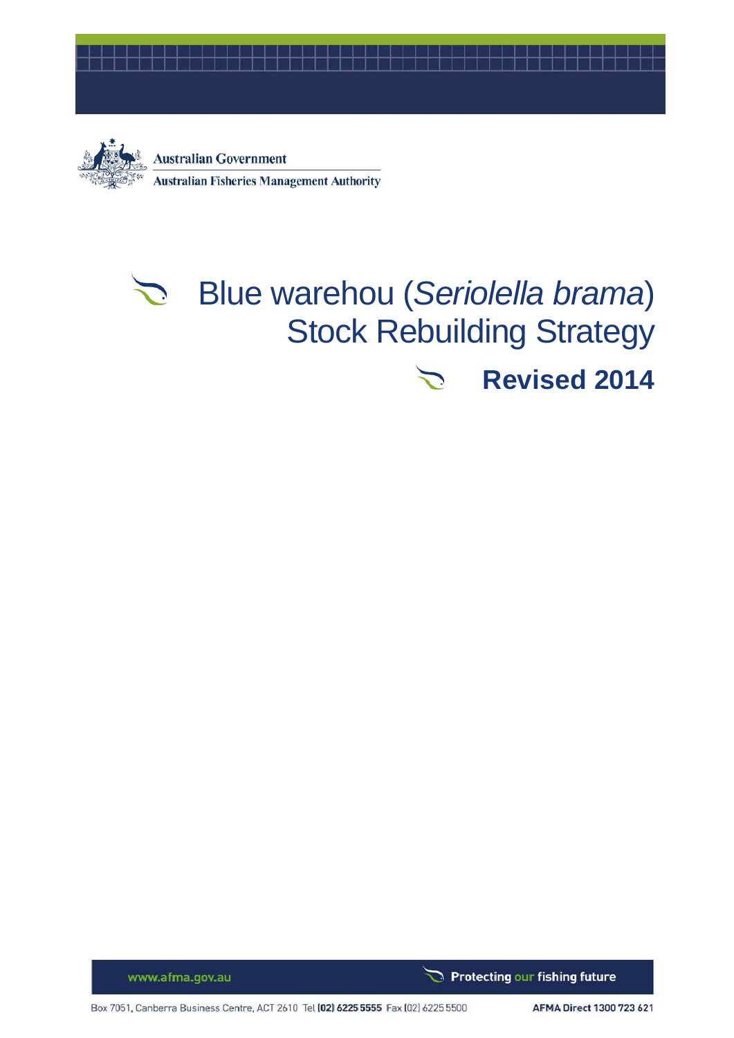Australian Government

Australian Fisheries Management Authority

# Blue warehou (*Seriolella brama*) Stock Rebuilding Strategy

## Revised 2014

www.afma.gov.au

Protecting our fishing future

Box 7051, Canberra Business Centre, ACT 2610 Tel (02) 6225 5555 Fax (02) 6225 5500

AFMA Direct 1300 723 621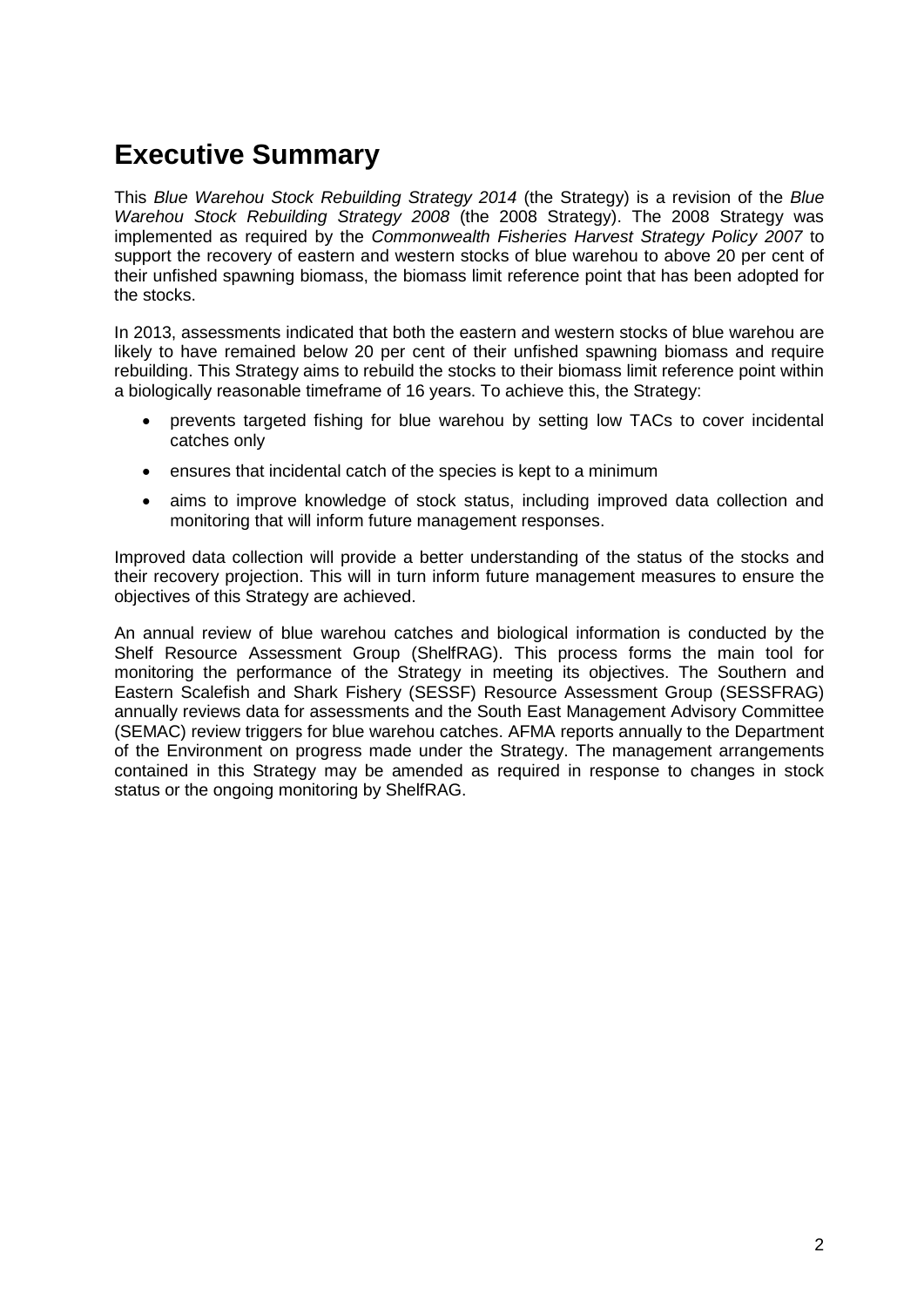# Executive Summary

This *Blue Warehou Stock Rebuilding Strategy 2014* (the Strategy) is a revision of the *Blue Warehou Stock Rebuilding Strategy 2008* (the 2008 Strategy). The 2008 Strategy was implemented as required by the *Commonwealth Fisheries Harvest Strategy Policy 2007* to support the recovery of eastern and western stocks of blue warehou to above 20 per cent of their unfished spawning biomass, the biomass limit reference point that has been adopted for the stocks.

In 2013, assessments indicated that both the eastern and western stocks of blue warehou are likely to have remained below 20 per cent of their unfished spawning biomass and require rebuilding. This Strategy aims to rebuild the stocks to their biomass limit reference point within a biologically reasonable timeframe of 16 years. To achieve this, the Strategy:

- prevents targeted fishing for blue warehou by setting low TACs to cover incidental catches only
- ensures that incidental catch of the species is kept to a minimum
- aims to improve knowledge of stock status, including improved data collection and monitoring that will inform future management responses.

Improved data collection will provide a better understanding of the status of the stocks and their recovery projection. This will in turn inform future management measures to ensure the objectives of this Strategy are achieved.

An annual review of blue warehou catches and biological information is conducted by the Shelf Resource Assessment Group (ShelfRAG). This process forms the main tool for monitoring the performance of the Strategy in meeting its objectives. The Southern and Eastern Scalefish and Shark Fishery (SESSF) Resource Assessment Group (SESSFRAG) annually reviews data for assessments and the South East Management Advisory Committee (SEMAC) review triggers for blue warehou catches. AFMA reports annually to the Department of the Environment on progress made under the Strategy. The management arrangements contained in this Strategy may be amended as required in response to changes in stock status or the ongoing monitoring by ShelfRAG.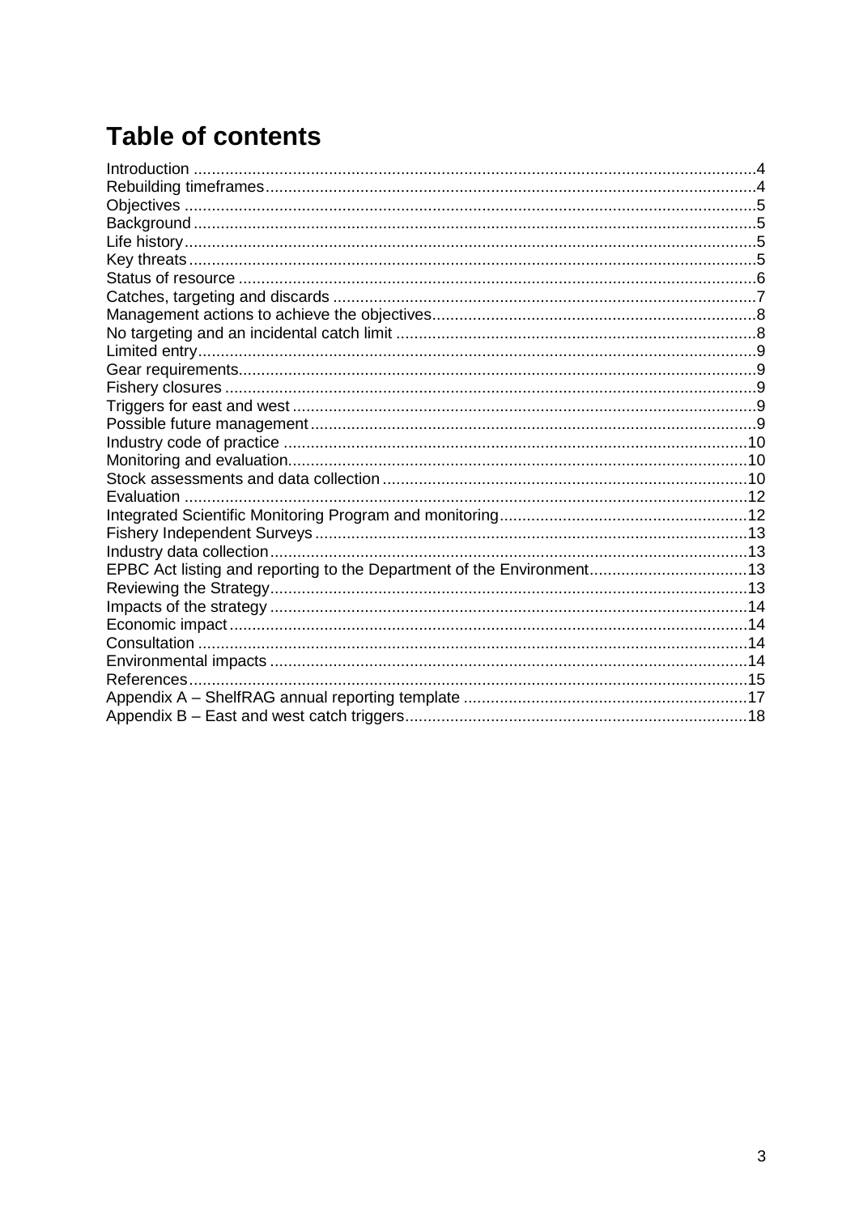# Table of contents

Introduction ....................................................................................................................4
Rebuilding timeframes.....................................................................................................4
Objectives .......................................................................................................................5
Background.....................................................................................................................5
Life history.......................................................................................................................5
Key threats......................................................................................................................5
Status of resource ...........................................................................................................6
Catches, targeting and discards ......................................................................................7
Management actions to achieve the objectives................................................................8
No targeting and an incidental catch limit .........................................................................8
Limited entry....................................................................................................................9
Gear requirements...........................................................................................................9
Fishery closures ..............................................................................................................9
Triggers for east and west ...............................................................................................9
Possible future management...........................................................................................9
Industry code of practice ...............................................................................................10
Monitoring and evaluation..............................................................................................10
Stock assessments and data collection .........................................................................10
Evaluation .....................................................................................................................12
Integrated Scientific Monitoring Program and monitoring................................................12
Fishery Independent Surveys ........................................................................................13
Industry data collection..................................................................................................13
EPBC Act listing and reporting to the Department of the Environment............................13
Reviewing the Strategy..................................................................................................13
Impacts of the strategy ..................................................................................................14
Economic impact...........................................................................................................14
Consultation ..................................................................................................................14
Environmental impacts ..................................................................................................14
References....................................................................................................................15
Appendix A – ShelfRAG annual reporting template ........................................................17
Appendix B – East and west catch triggers....................................................................18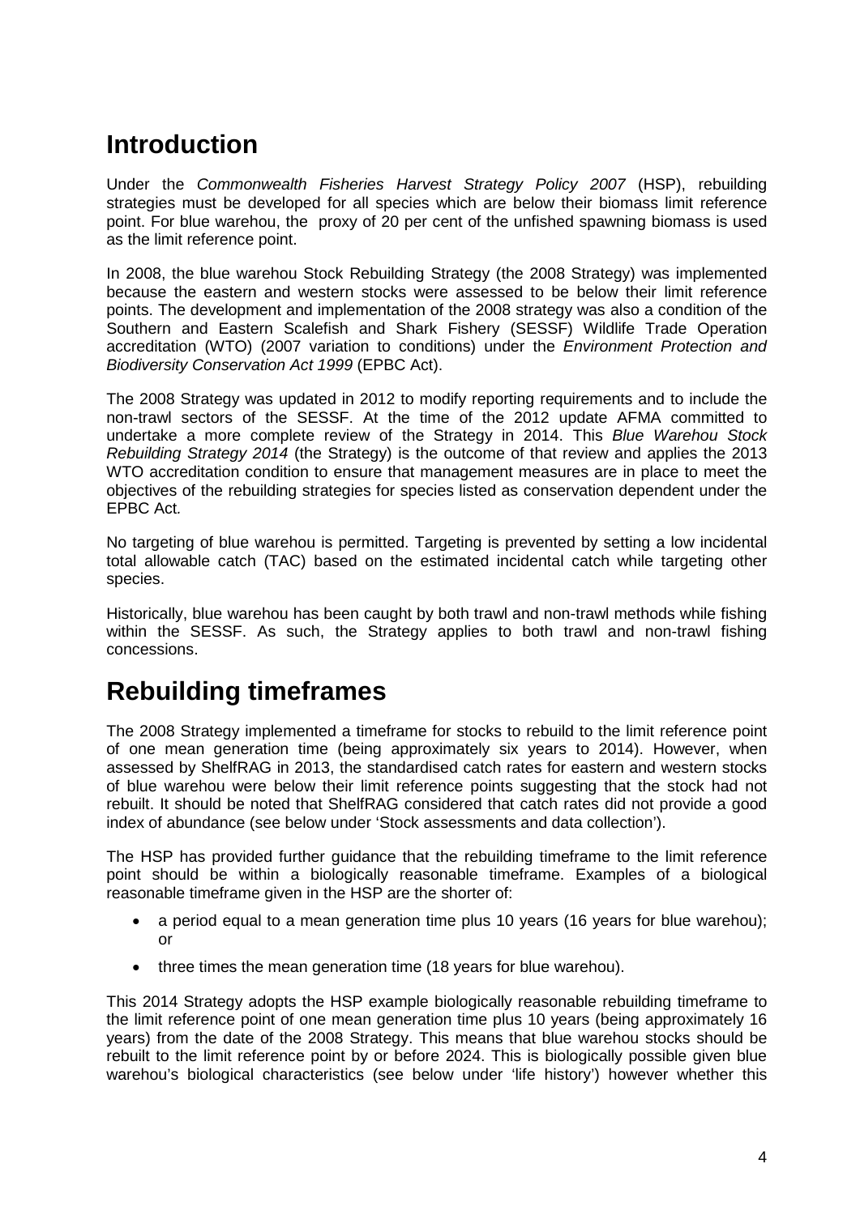# Introduction

Under the *Commonwealth Fisheries Harvest Strategy Policy 2007* (HSP), rebuilding strategies must be developed for all species which are below their biomass limit reference point. For blue warehou, the proxy of 20 per cent of the unfished spawning biomass is used as the limit reference point.

In 2008, the blue warehou Stock Rebuilding Strategy (the 2008 Strategy) was implemented because the eastern and western stocks were assessed to be below their limit reference points. The development and implementation of the 2008 strategy was also a condition of the Southern and Eastern Scalefish and Shark Fishery (SESSF) Wildlife Trade Operation accreditation (WTO) (2007 variation to conditions) under the *Environment Protection and Biodiversity Conservation Act 1999* (EPBC Act).

The 2008 Strategy was updated in 2012 to modify reporting requirements and to include the non-trawl sectors of the SESSF. At the time of the 2012 update AFMA committed to undertake a more complete review of the Strategy in 2014. This *Blue Warehou Stock Rebuilding Strategy 2014* (the Strategy) is the outcome of that review and applies the 2013 WTO accreditation condition to ensure that management measures are in place to meet the objectives of the rebuilding strategies for species listed as conservation dependent under the EPBC Act.

No targeting of blue warehou is permitted. Targeting is prevented by setting a low incidental total allowable catch (TAC) based on the estimated incidental catch while targeting other species.

Historically, blue warehou has been caught by both trawl and non-trawl methods while fishing within the SESSF. As such, the Strategy applies to both trawl and non-trawl fishing concessions.

# Rebuilding timeframes

The 2008 Strategy implemented a timeframe for stocks to rebuild to the limit reference point of one mean generation time (being approximately six years to 2014). However, when assessed by ShelfRAG in 2013, the standardised catch rates for eastern and western stocks of blue warehou were below their limit reference points suggesting that the stock had not rebuilt. It should be noted that ShelfRAG considered that catch rates did not provide a good index of abundance (see below under 'Stock assessments and data collection').

The HSP has provided further guidance that the rebuilding timeframe to the limit reference point should be within a biologically reasonable timeframe. Examples of a biological reasonable timeframe given in the HSP are the shorter of:

- a period equal to a mean generation time plus 10 years (16 years for blue warehou); or
- three times the mean generation time (18 years for blue warehou).

This 2014 Strategy adopts the HSP example biologically reasonable rebuilding timeframe to the limit reference point of one mean generation time plus 10 years (being approximately 16 years) from the date of the 2008 Strategy. This means that blue warehou stocks should be rebuilt to the limit reference point by or before 2024. This is biologically possible given blue warehou's biological characteristics (see below under 'life history') however whether this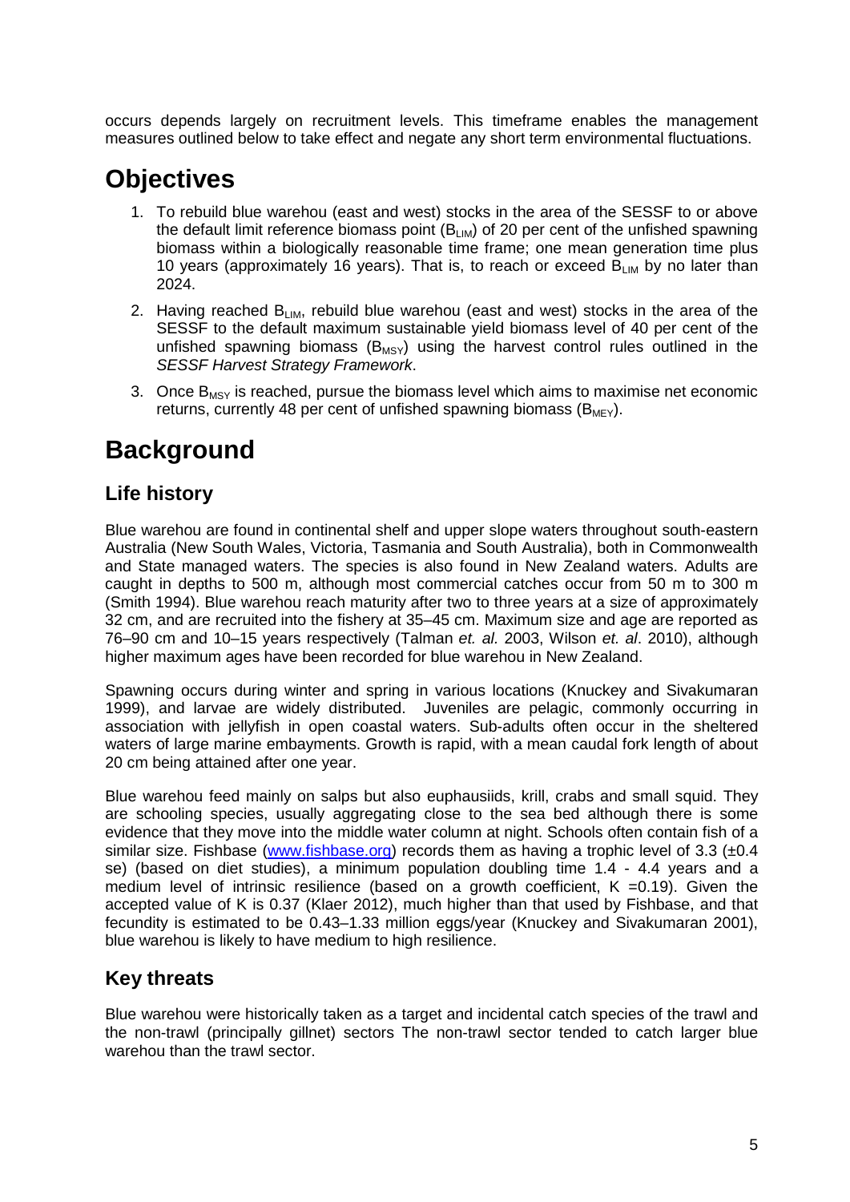occurs depends largely on recruitment levels. This timeframe enables the management measures outlined below to take effect and negate any short term environmental fluctuations.

# Objectives

1. To rebuild blue warehou (east and west) stocks in the area of the SESSF to or above the default limit reference biomass point ($B_{LIM}$) of 20 per cent of the unfished spawning biomass within a biologically reasonable time frame; one mean generation time plus 10 years (approximately 16 years). That is, to reach or exceed $B_{LIM}$ by no later than 2024.
2. Having reached $B_{LIM}$, rebuild blue warehou (east and west) stocks in the area of the SESSF to the default maximum sustainable yield biomass level of 40 per cent of the unfished spawning biomass ($B_{MSY}$) using the harvest control rules outlined in the *SESSF Harvest Strategy Framework*.
3. Once $B_{MSY}$ is reached, pursue the biomass level which aims to maximise net economic returns, currently 48 per cent of unfished spawning biomass ($B_{MEY}$).

# Background

## Life history

Blue warehou are found in continental shelf and upper slope waters throughout south-eastern Australia (New South Wales, Victoria, Tasmania and South Australia), both in Commonwealth and State managed waters. The species is also found in New Zealand waters. Adults are caught in depths to 500 m, although most commercial catches occur from 50 m to 300 m (Smith 1994). Blue warehou reach maturity after two to three years at a size of approximately 32 cm, and are recruited into the fishery at 35–45 cm. Maximum size and age are reported as 76–90 cm and 10–15 years respectively (Talman *et. al.* 2003, Wilson *et. al*. 2010), although higher maximum ages have been recorded for blue warehou in New Zealand.

Spawning occurs during winter and spring in various locations (Knuckey and Sivakumaran 1999), and larvae are widely distributed. Juveniles are pelagic, commonly occurring in association with jellyfish in open coastal waters. Sub-adults often occur in the sheltered waters of large marine embayments. Growth is rapid, with a mean caudal fork length of about 20 cm being attained after one year.

Blue warehou feed mainly on salps but also euphausiids, krill, crabs and small squid. They are schooling species, usually aggregating close to the sea bed although there is some evidence that they move into the middle water column at night. Schools often contain fish of a similar size. Fishbase (www.fishbase.org) records them as having a trophic level of 3.3 (±0.4 se) (based on diet studies), a minimum population doubling time 1.4 - 4.4 years and a medium level of intrinsic resilience (based on a growth coefficient, $K = 0.19$). Given the accepted value of K is 0.37 (Klaer 2012), much higher than that used by Fishbase, and that fecundity is estimated to be 0.43–1.33 million eggs/year (Knuckey and Sivakumaran 2001), blue warehou is likely to have medium to high resilience.

## Key threats

Blue warehou were historically taken as a target and incidental catch species of the trawl and the non-trawl (principally gillnet) sectors The non-trawl sector tended to catch larger blue warehou than the trawl sector.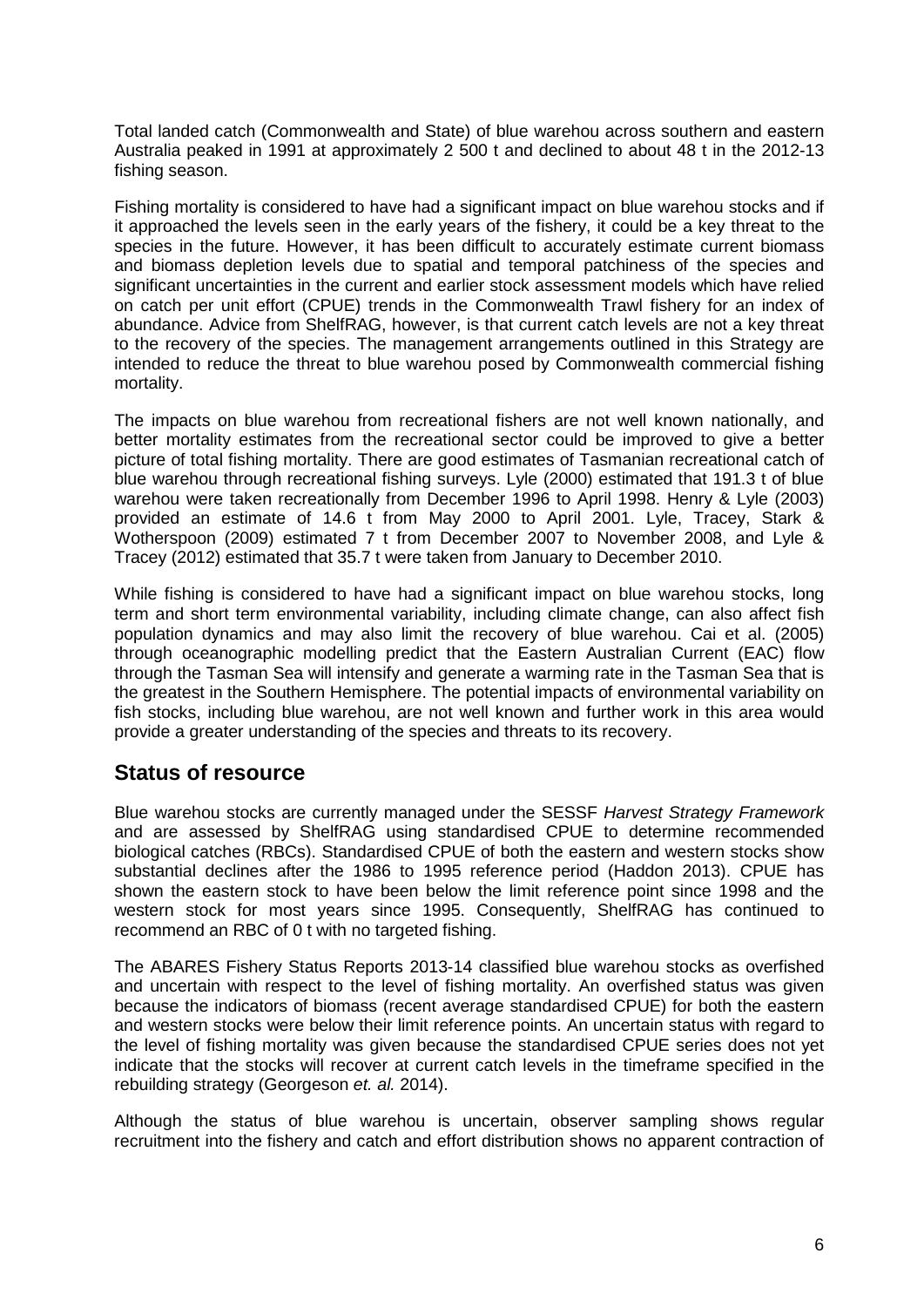Total landed catch (Commonwealth and State) of blue warehou across southern and eastern Australia peaked in 1991 at approximately 2 500 t and declined to about 48 t in the 2012-13 fishing season.

Fishing mortality is considered to have had a significant impact on blue warehou stocks and if it approached the levels seen in the early years of the fishery, it could be a key threat to the species in the future. However, it has been difficult to accurately estimate current biomass and biomass depletion levels due to spatial and temporal patchiness of the species and significant uncertainties in the current and earlier stock assessment models which have relied on catch per unit effort (CPUE) trends in the Commonwealth Trawl fishery for an index of abundance. Advice from ShelfRAG, however, is that current catch levels are not a key threat to the recovery of the species. The management arrangements outlined in this Strategy are intended to reduce the threat to blue warehou posed by Commonwealth commercial fishing mortality.

The impacts on blue warehou from recreational fishers are not well known nationally, and better mortality estimates from the recreational sector could be improved to give a better picture of total fishing mortality. There are good estimates of Tasmanian recreational catch of blue warehou through recreational fishing surveys. Lyle (2000) estimated that 191.3 t of blue warehou were taken recreationally from December 1996 to April 1998. Henry & Lyle (2003) provided an estimate of 14.6 t from May 2000 to April 2001. Lyle, Tracey, Stark & Wotherspoon (2009) estimated 7 t from December 2007 to November 2008, and Lyle & Tracey (2012) estimated that 35.7 t were taken from January to December 2010.

While fishing is considered to have had a significant impact on blue warehou stocks, long term and short term environmental variability, including climate change, can also affect fish population dynamics and may also limit the recovery of blue warehou. Cai et al. (2005) through oceanographic modelling predict that the Eastern Australian Current (EAC) flow through the Tasman Sea will intensify and generate a warming rate in the Tasman Sea that is the greatest in the Southern Hemisphere. The potential impacts of environmental variability on fish stocks, including blue warehou, are not well known and further work in this area would provide a greater understanding of the species and threats to its recovery.

## Status of resource

Blue warehou stocks are currently managed under the SESSF *Harvest Strategy Framework* and are assessed by ShelfRAG using standardised CPUE to determine recommended biological catches (RBCs). Standardised CPUE of both the eastern and western stocks show substantial declines after the 1986 to 1995 reference period (Haddon 2013). CPUE has shown the eastern stock to have been below the limit reference point since 1998 and the western stock for most years since 1995. Consequently, ShelfRAG has continued to recommend an RBC of 0 t with no targeted fishing.

The ABARES Fishery Status Reports 2013-14 classified blue warehou stocks as overfished and uncertain with respect to the level of fishing mortality. An overfished status was given because the indicators of biomass (recent average standardised CPUE) for both the eastern and western stocks were below their limit reference points. An uncertain status with regard to the level of fishing mortality was given because the standardised CPUE series does not yet indicate that the stocks will recover at current catch levels in the timeframe specified in the rebuilding strategy (Georgeson *et. al.* 2014).

Although the status of blue warehou is uncertain, observer sampling shows regular recruitment into the fishery and catch and effort distribution shows no apparent contraction of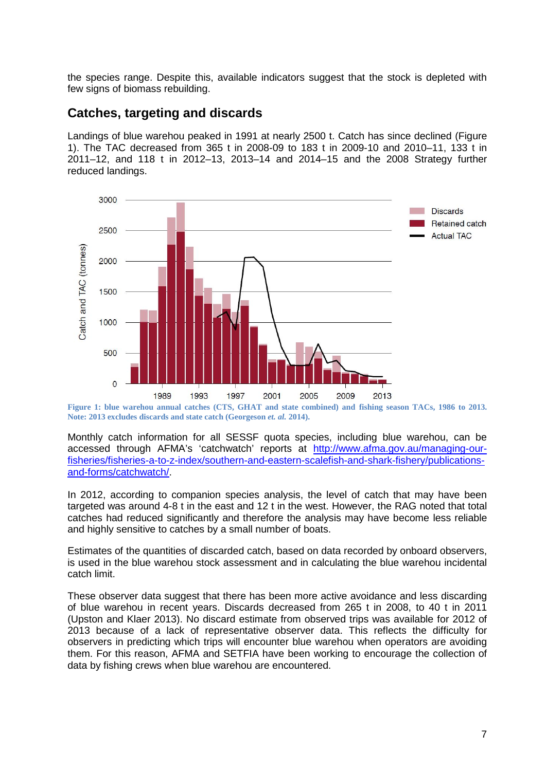the species range. Despite this, available indicators suggest that the stock is depleted with few signs of biomass rebuilding.

## Catches, targeting and discards

Landings of blue warehou peaked in 1991 at nearly 2500 t. Catch has since declined (Figure 1). The TAC decreased from 365 t in 2008-09 to 183 t in 2009-10 and 2010–11, 133 t in 2011–12, and 118 t in 2012–13, 2013–14 and 2014–15 and the 2008 Strategy further reduced landings.

**Figure 1: blue warehou annual catches (CTS, GHAT and state combined) and fishing season TACs, 1986 to 2013. Note: 2013 excludes discards and state catch (Georgeson *et. al.* 2014).**

Monthly catch information for all SESSF quota species, including blue warehou, can be accessed through AFMA's 'catchwatch' reports at http://www.afma.gov.au/managing-our-fisheries/fisheries-a-to-z-index/southern-and-eastern-scalefish-and-shark-fishery/publications-and-forms/catchwatch/.

In 2012, according to companion species analysis, the level of catch that may have been targeted was around 4-8 t in the east and 12 t in the west. However, the RAG noted that total catches had reduced significantly and therefore the analysis may have become less reliable and highly sensitive to catches by a small number of boats.

Estimates of the quantities of discarded catch, based on data recorded by onboard observers, is used in the blue warehou stock assessment and in calculating the blue warehou incidental catch limit.

These observer data suggest that there has been more active avoidance and less discarding of blue warehou in recent years. Discards decreased from 265 t in 2008, to 40 t in 2011 (Upston and Klaer 2013). No discard estimate from observed trips was available for 2012 of 2013 because of a lack of representative observer data. This reflects the difficulty for observers in predicting which trips will encounter blue warehou when operators are avoiding them. For this reason, AFMA and SETFIA have been working to encourage the collection of data by fishing crews when blue warehou are encountered.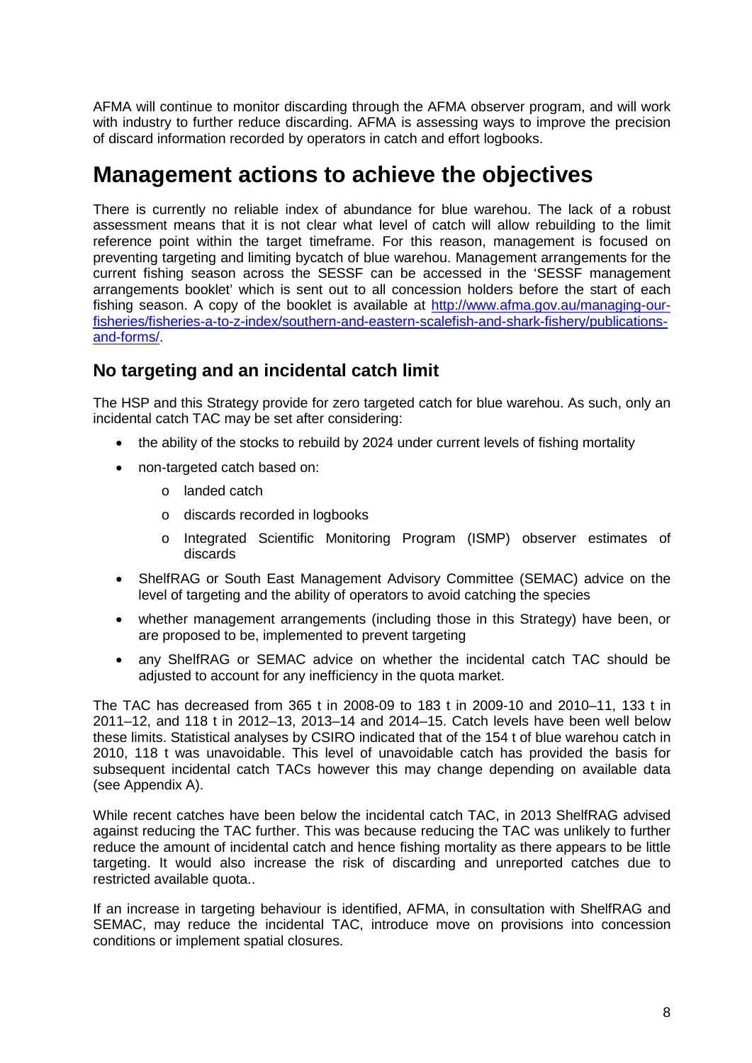AFMA will continue to monitor discarding through the AFMA observer program, and will work with industry to further reduce discarding. AFMA is assessing ways to improve the precision of discard information recorded by operators in catch and effort logbooks.

# Management actions to achieve the objectives

There is currently no reliable index of abundance for blue warehou. The lack of a robust assessment means that it is not clear what level of catch will allow rebuilding to the limit reference point within the target timeframe. For this reason, management is focused on preventing targeting and limiting bycatch of blue warehou. Management arrangements for the current fishing season across the SESSF can be accessed in the 'SESSF management arrangements booklet' which is sent out to all concession holders before the start of each fishing season. A copy of the booklet is available at [http://www.afma.gov.au/managing-our-fisheries/fisheries-a-to-z-index/southern-and-eastern-scalefish-and-shark-fishery/publications-and-forms/](http://www.afma.gov.au/managing-our-fisheries/fisheries-a-to-z-index/southern-and-eastern-scalefish-and-shark-fishery/publications-and-forms/).

## No targeting and an incidental catch limit

The HSP and this Strategy provide for zero targeted catch for blue warehou. As such, only an incidental catch TAC may be set after considering:

- the ability of the stocks to rebuild by 2024 under current levels of fishing mortality
- non-targeted catch based on:
  - landed catch
  - discards recorded in logbooks
  - Integrated Scientific Monitoring Program (ISMP) observer estimates of discards
- ShelfRAG or South East Management Advisory Committee (SEMAC) advice on the level of targeting and the ability of operators to avoid catching the species
- whether management arrangements (including those in this Strategy) have been, or are proposed to be, implemented to prevent targeting
- any ShelfRAG or SEMAC advice on whether the incidental catch TAC should be adjusted to account for any inefficiency in the quota market.

The TAC has decreased from 365 t in 2008-09 to 183 t in 2009-10 and 2010–11, 133 t in 2011–12, and 118 t in 2012–13, 2013–14 and 2014–15. Catch levels have been well below these limits. Statistical analyses by CSIRO indicated that of the 154 t of blue warehou catch in 2010, 118 t was unavoidable. This level of unavoidable catch has provided the basis for subsequent incidental catch TACs however this may change depending on available data (see Appendix A).

While recent catches have been below the incidental catch TAC, in 2013 ShelfRAG advised against reducing the TAC further. This was because reducing the TAC was unlikely to further reduce the amount of incidental catch and hence fishing mortality as there appears to be little targeting. It would also increase the risk of discarding and unreported catches due to restricted available quota..

If an increase in targeting behaviour is identified, AFMA, in consultation with ShelfRAG and SEMAC, may reduce the incidental TAC, introduce move on provisions into concession conditions or implement spatial closures.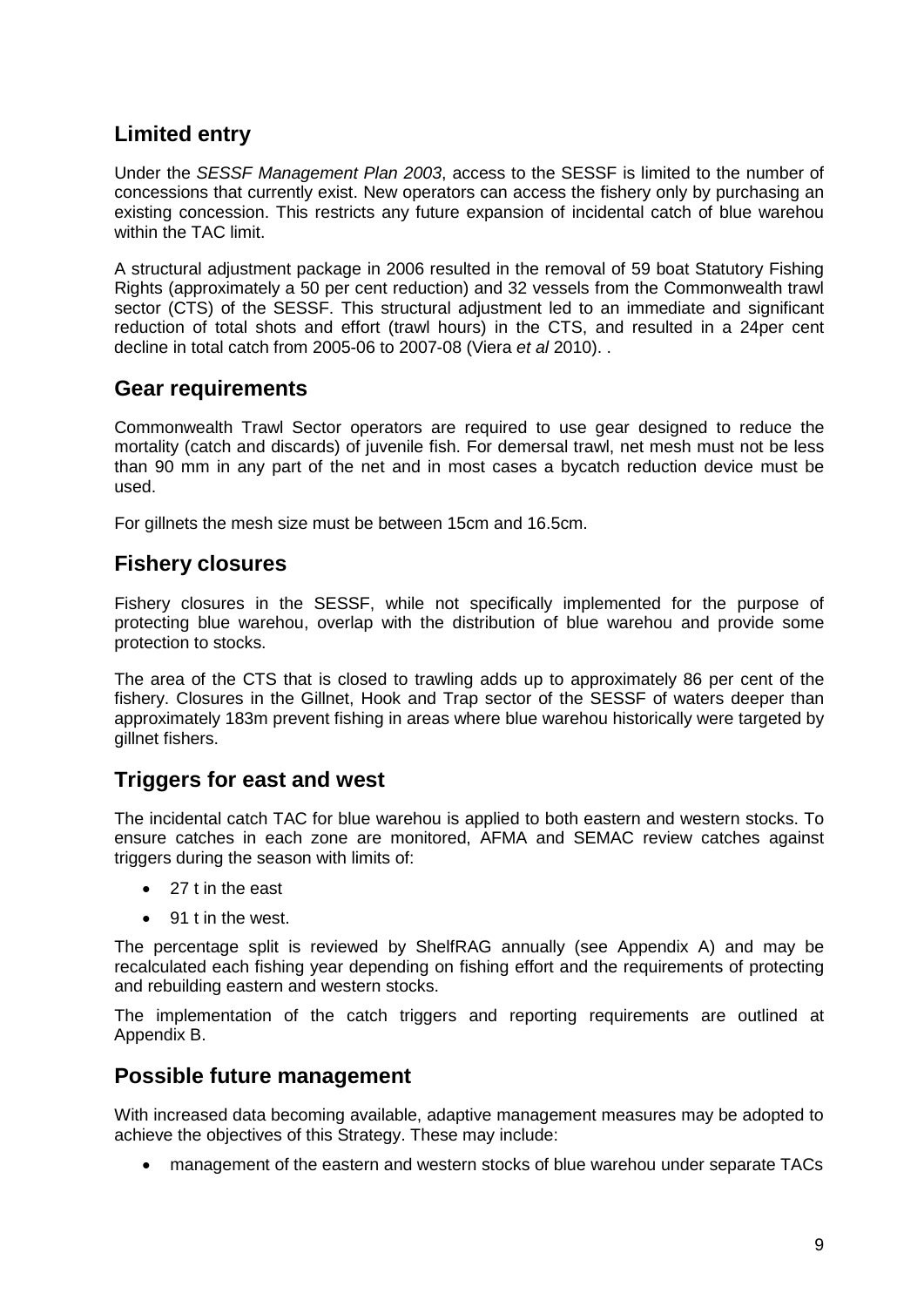## Limited entry

Under the *SESSF Management Plan 2003*, access to the SESSF is limited to the number of concessions that currently exist. New operators can access the fishery only by purchasing an existing concession. This restricts any future expansion of incidental catch of blue warehou within the TAC limit.

A structural adjustment package in 2006 resulted in the removal of 59 boat Statutory Fishing Rights (approximately a 50 per cent reduction) and 32 vessels from the Commonwealth trawl sector (CTS) of the SESSF. This structural adjustment led to an immediate and significant reduction of total shots and effort (trawl hours) in the CTS, and resulted in a 24per cent decline in total catch from 2005-06 to 2007-08 (Viera *et al* 2010). .

## Gear requirements

Commonwealth Trawl Sector operators are required to use gear designed to reduce the mortality (catch and discards) of juvenile fish. For demersal trawl, net mesh must not be less than 90 mm in any part of the net and in most cases a bycatch reduction device must be used.

For gillnets the mesh size must be between 15cm and 16.5cm.

## Fishery closures

Fishery closures in the SESSF, while not specifically implemented for the purpose of protecting blue warehou, overlap with the distribution of blue warehou and provide some protection to stocks.

The area of the CTS that is closed to trawling adds up to approximately 86 per cent of the fishery. Closures in the Gillnet, Hook and Trap sector of the SESSF of waters deeper than approximately 183m prevent fishing in areas where blue warehou historically were targeted by gillnet fishers.

## Triggers for east and west

The incidental catch TAC for blue warehou is applied to both eastern and western stocks. To ensure catches in each zone are monitored, AFMA and SEMAC review catches against triggers during the season with limits of:

- 27 t in the east
- 91 t in the west.

The percentage split is reviewed by ShelfRAG annually (see Appendix A) and may be recalculated each fishing year depending on fishing effort and the requirements of protecting and rebuilding eastern and western stocks.

The implementation of the catch triggers and reporting requirements are outlined at Appendix B.

## Possible future management

With increased data becoming available, adaptive management measures may be adopted to achieve the objectives of this Strategy. These may include:

- management of the eastern and western stocks of blue warehou under separate TACs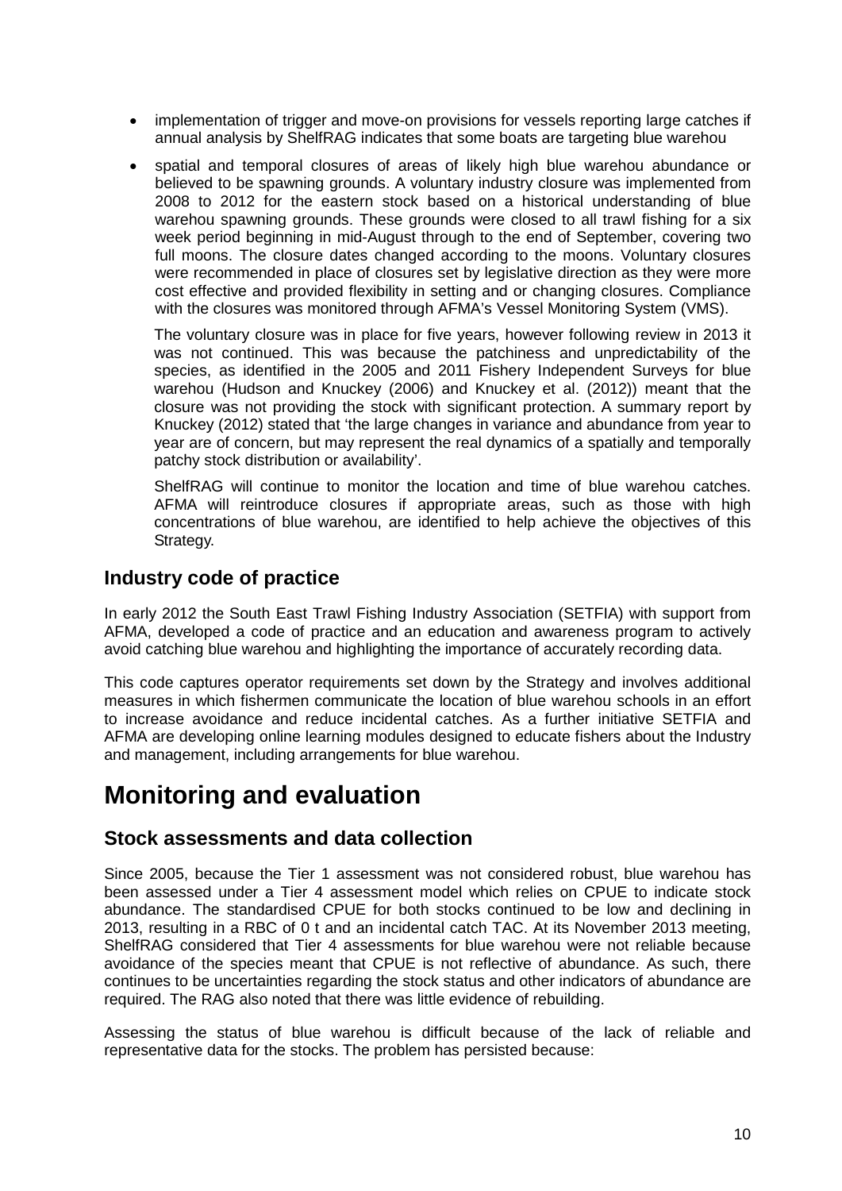- implementation of trigger and move-on provisions for vessels reporting large catches if annual analysis by ShelfRAG indicates that some boats are targeting blue warehou
- spatial and temporal closures of areas of likely high blue warehou abundance or believed to be spawning grounds. A voluntary industry closure was implemented from 2008 to 2012 for the eastern stock based on a historical understanding of blue warehou spawning grounds. These grounds were closed to all trawl fishing for a six week period beginning in mid-August through to the end of September, covering two full moons. The closure dates changed according to the moons. Voluntary closures were recommended in place of closures set by legislative direction as they were more cost effective and provided flexibility in setting and or changing closures. Compliance with the closures was monitored through AFMA's Vessel Monitoring System (VMS).

  The voluntary closure was in place for five years, however following review in 2013 it was not continued. This was because the patchiness and unpredictability of the species, as identified in the 2005 and 2011 Fishery Independent Surveys for blue warehou (Hudson and Knuckey (2006) and Knuckey et al. (2012)) meant that the closure was not providing the stock with significant protection. A summary report by Knuckey (2012) stated that 'the large changes in variance and abundance from year to year are of concern, but may represent the real dynamics of a spatially and temporally patchy stock distribution or availability'.

  ShelfRAG will continue to monitor the location and time of blue warehou catches. AFMA will reintroduce closures if appropriate areas, such as those with high concentrations of blue warehou, are identified to help achieve the objectives of this Strategy.

## Industry code of practice

In early 2012 the South East Trawl Fishing Industry Association (SETFIA) with support from AFMA, developed a code of practice and an education and awareness program to actively avoid catching blue warehou and highlighting the importance of accurately recording data.

This code captures operator requirements set down by the Strategy and involves additional measures in which fishermen communicate the location of blue warehou schools in an effort to increase avoidance and reduce incidental catches. As a further initiative SETFIA and AFMA are developing online learning modules designed to educate fishers about the Industry and management, including arrangements for blue warehou.

# Monitoring and evaluation

## Stock assessments and data collection

Since 2005, because the Tier 1 assessment was not considered robust, blue warehou has been assessed under a Tier 4 assessment model which relies on CPUE to indicate stock abundance. The standardised CPUE for both stocks continued to be low and declining in 2013, resulting in a RBC of 0 t and an incidental catch TAC. At its November 2013 meeting, ShelfRAG considered that Tier 4 assessments for blue warehou were not reliable because avoidance of the species meant that CPUE is not reflective of abundance. As such, there continues to be uncertainties regarding the stock status and other indicators of abundance are required. The RAG also noted that there was little evidence of rebuilding.

Assessing the status of blue warehou is difficult because of the lack of reliable and representative data for the stocks. The problem has persisted because: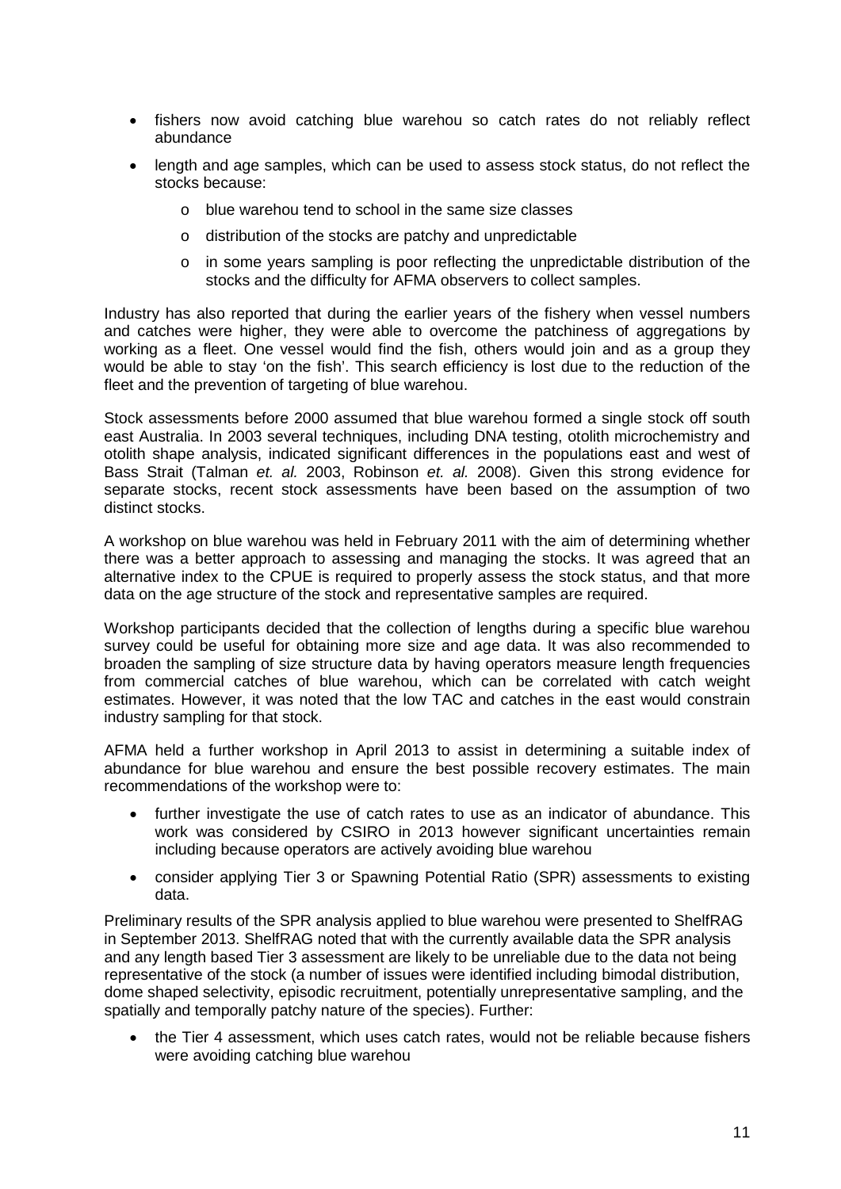- fishers now avoid catching blue warehou so catch rates do not reliably reflect abundance
- length and age samples, which can be used to assess stock status, do not reflect the stocks because:
    - blue warehou tend to school in the same size classes
    - distribution of the stocks are patchy and unpredictable
    - in some years sampling is poor reflecting the unpredictable distribution of the stocks and the difficulty for AFMA observers to collect samples.

Industry has also reported that during the earlier years of the fishery when vessel numbers and catches were higher, they were able to overcome the patchiness of aggregations by working as a fleet. One vessel would find the fish, others would join and as a group they would be able to stay 'on the fish'. This search efficiency is lost due to the reduction of the fleet and the prevention of targeting of blue warehou.

Stock assessments before 2000 assumed that blue warehou formed a single stock off south east Australia. In 2003 several techniques, including DNA testing, otolith microchemistry and otolith shape analysis, indicated significant differences in the populations east and west of Bass Strait (Talman *et. al.* 2003, Robinson *et. al.* 2008). Given this strong evidence for separate stocks, recent stock assessments have been based on the assumption of two distinct stocks.

A workshop on blue warehou was held in February 2011 with the aim of determining whether there was a better approach to assessing and managing the stocks. It was agreed that an alternative index to the CPUE is required to properly assess the stock status, and that more data on the age structure of the stock and representative samples are required.

Workshop participants decided that the collection of lengths during a specific blue warehou survey could be useful for obtaining more size and age data. It was also recommended to broaden the sampling of size structure data by having operators measure length frequencies from commercial catches of blue warehou, which can be correlated with catch weight estimates. However, it was noted that the low TAC and catches in the east would constrain industry sampling for that stock.

AFMA held a further workshop in April 2013 to assist in determining a suitable index of abundance for blue warehou and ensure the best possible recovery estimates. The main recommendations of the workshop were to:

- further investigate the use of catch rates to use as an indicator of abundance. This work was considered by CSIRO in 2013 however significant uncertainties remain including because operators are actively avoiding blue warehou
- consider applying Tier 3 or Spawning Potential Ratio (SPR) assessments to existing data.

Preliminary results of the SPR analysis applied to blue warehou were presented to ShelfRAG in September 2013. ShelfRAG noted that with the currently available data the SPR analysis and any length based Tier 3 assessment are likely to be unreliable due to the data not being representative of the stock (a number of issues were identified including bimodal distribution, dome shaped selectivity, episodic recruitment, potentially unrepresentative sampling, and the spatially and temporally patchy nature of the species). Further:

- the Tier 4 assessment, which uses catch rates, would not be reliable because fishers were avoiding catching blue warehou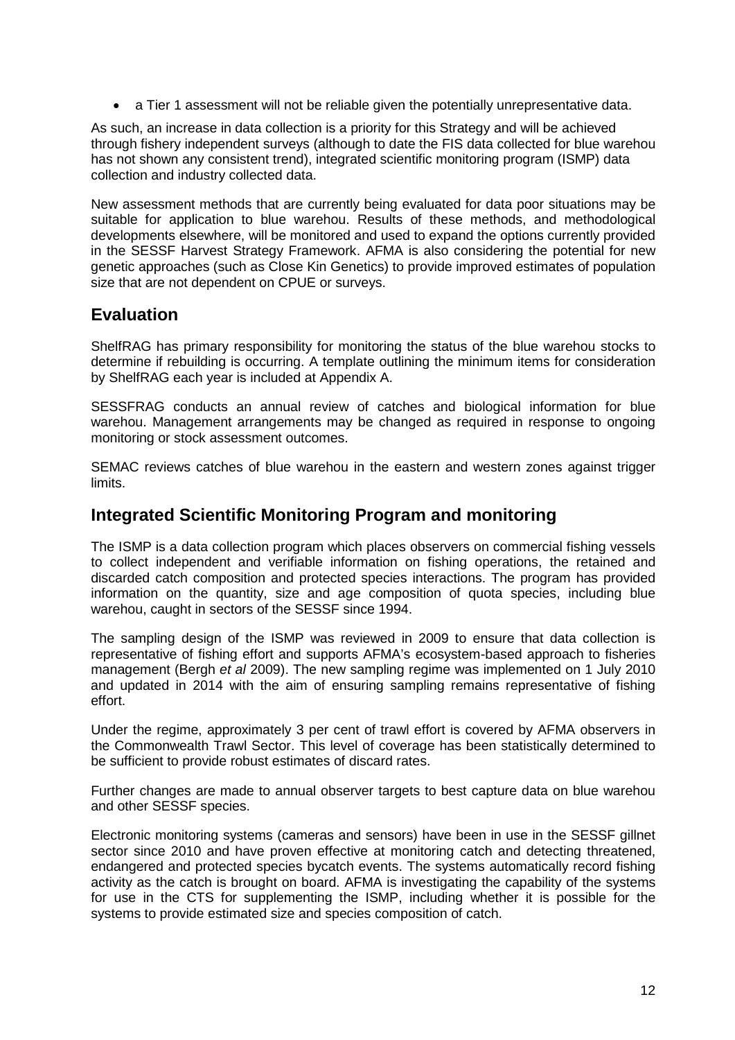- a Tier 1 assessment will not be reliable given the potentially unrepresentative data.

As such, an increase in data collection is a priority for this Strategy and will be achieved through fishery independent surveys (although to date the FIS data collected for blue warehou has not shown any consistent trend), integrated scientific monitoring program (ISMP) data collection and industry collected data.

New assessment methods that are currently being evaluated for data poor situations may be suitable for application to blue warehou. Results of these methods, and methodological developments elsewhere, will be monitored and used to expand the options currently provided in the SESSF Harvest Strategy Framework. AFMA is also considering the potential for new genetic approaches (such as Close Kin Genetics) to provide improved estimates of population size that are not dependent on CPUE or surveys.

## Evaluation

ShelfRAG has primary responsibility for monitoring the status of the blue warehou stocks to determine if rebuilding is occurring. A template outlining the minimum items for consideration by ShelfRAG each year is included at Appendix A.

SESSFRAG conducts an annual review of catches and biological information for blue warehou. Management arrangements may be changed as required in response to ongoing monitoring or stock assessment outcomes.

SEMAC reviews catches of blue warehou in the eastern and western zones against trigger limits.

## Integrated Scientific Monitoring Program and monitoring

The ISMP is a data collection program which places observers on commercial fishing vessels to collect independent and verifiable information on fishing operations, the retained and discarded catch composition and protected species interactions. The program has provided information on the quantity, size and age composition of quota species, including blue warehou, caught in sectors of the SESSF since 1994.

The sampling design of the ISMP was reviewed in 2009 to ensure that data collection is representative of fishing effort and supports AFMA's ecosystem-based approach to fisheries management (Bergh *et al* 2009). The new sampling regime was implemented on 1 July 2010 and updated in 2014 with the aim of ensuring sampling remains representative of fishing effort.

Under the regime, approximately 3 per cent of trawl effort is covered by AFMA observers in the Commonwealth Trawl Sector. This level of coverage has been statistically determined to be sufficient to provide robust estimates of discard rates.

Further changes are made to annual observer targets to best capture data on blue warehou and other SESSF species.

Electronic monitoring systems (cameras and sensors) have been in use in the SESSF gillnet sector since 2010 and have proven effective at monitoring catch and detecting threatened, endangered and protected species bycatch events. The systems automatically record fishing activity as the catch is brought on board. AFMA is investigating the capability of the systems for use in the CTS for supplementing the ISMP, including whether it is possible for the systems to provide estimated size and species composition of catch.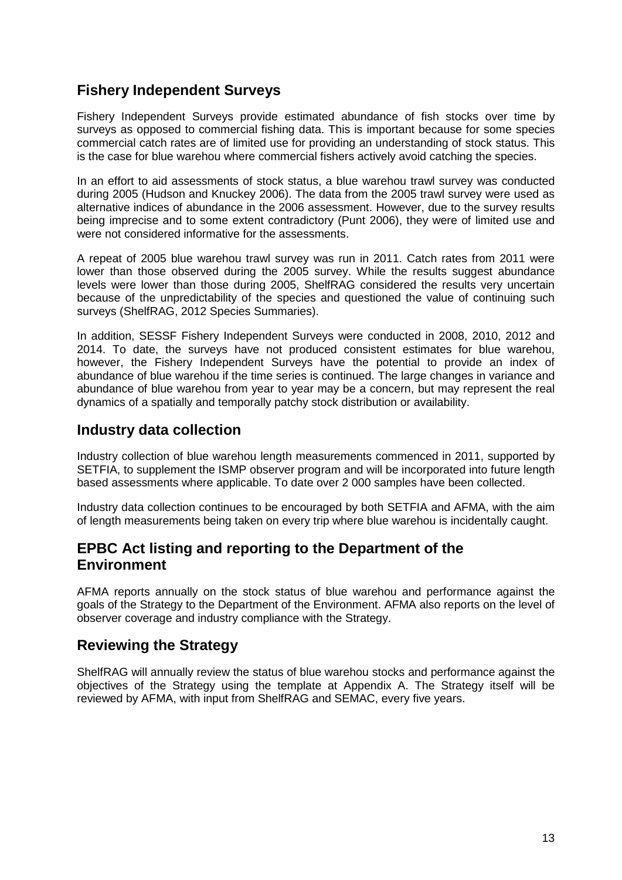## Fishery Independent Surveys

Fishery Independent Surveys provide estimated abundance of fish stocks over time by surveys as opposed to commercial fishing data. This is important because for some species commercial catch rates are of limited use for providing an understanding of stock status. This is the case for blue warehou where commercial fishers actively avoid catching the species.

In an effort to aid assessments of stock status, a blue warehou trawl survey was conducted during 2005 (Hudson and Knuckey 2006). The data from the 2005 trawl survey were used as alternative indices of abundance in the 2006 assessment. However, due to the survey results being imprecise and to some extent contradictory (Punt 2006), they were of limited use and were not considered informative for the assessments.

A repeat of 2005 blue warehou trawl survey was run in 2011. Catch rates from 2011 were lower than those observed during the 2005 survey. While the results suggest abundance levels were lower than those during 2005, ShelfRAG considered the results very uncertain because of the unpredictability of the species and questioned the value of continuing such surveys (ShelfRAG, 2012 Species Summaries).

In addition, SESSF Fishery Independent Surveys were conducted in 2008, 2010, 2012 and 2014. To date, the surveys have not produced consistent estimates for blue warehou, however, the Fishery Independent Surveys have the potential to provide an index of abundance of blue warehou if the time series is continued. The large changes in variance and abundance of blue warehou from year to year may be a concern, but may represent the real dynamics of a spatially and temporally patchy stock distribution or availability.

## Industry data collection

Industry collection of blue warehou length measurements commenced in 2011, supported by SETFIA, to supplement the ISMP observer program and will be incorporated into future length based assessments where applicable. To date over 2 000 samples have been collected.

Industry data collection continues to be encouraged by both SETFIA and AFMA, with the aim of length measurements being taken on every trip where blue warehou is incidentally caught.

## EPBC Act listing and reporting to the Department of the Environment

AFMA reports annually on the stock status of blue warehou and performance against the goals of the Strategy to the Department of the Environment. AFMA also reports on the level of observer coverage and industry compliance with the Strategy.

## Reviewing the Strategy

ShelfRAG will annually review the status of blue warehou stocks and performance against the objectives of the Strategy using the template at Appendix A. The Strategy itself will be reviewed by AFMA, with input from ShelfRAG and SEMAC, every five years.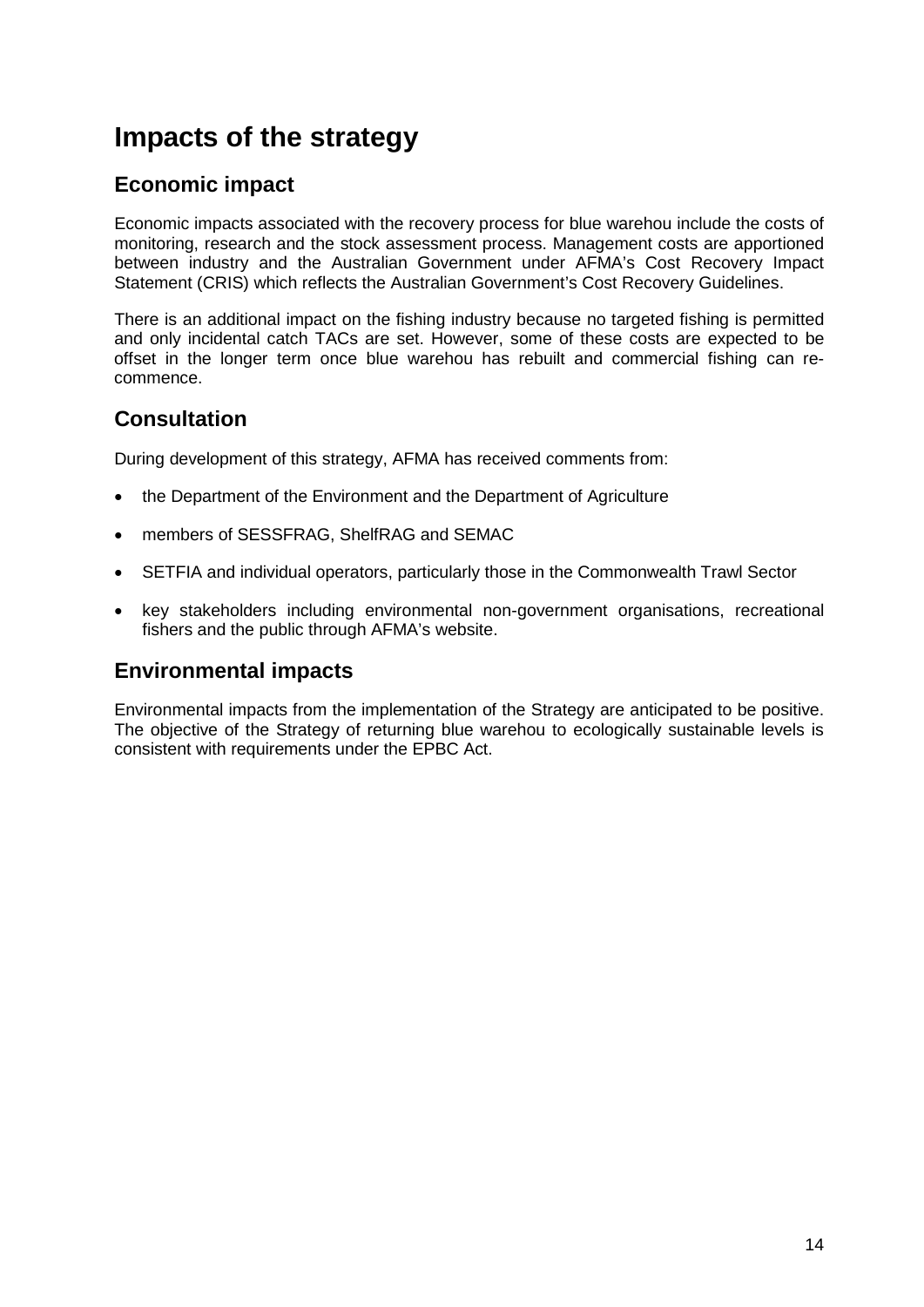# Impacts of the strategy

## Economic impact

Economic impacts associated with the recovery process for blue warehou include the costs of monitoring, research and the stock assessment process. Management costs are apportioned between industry and the Australian Government under AFMA's Cost Recovery Impact Statement (CRIS) which reflects the Australian Government's Cost Recovery Guidelines.

There is an additional impact on the fishing industry because no targeted fishing is permitted and only incidental catch TACs are set. However, some of these costs are expected to be offset in the longer term once blue warehou has rebuilt and commercial fishing can re-commence.

## Consultation

During development of this strategy, AFMA has received comments from:

- the Department of the Environment and the Department of Agriculture
- members of SESSFRAG, ShelfRAG and SEMAC
- SETFIA and individual operators, particularly those in the Commonwealth Trawl Sector
- key stakeholders including environmental non-government organisations, recreational fishers and the public through AFMA's website.

## Environmental impacts

Environmental impacts from the implementation of the Strategy are anticipated to be positive. The objective of the Strategy of returning blue warehou to ecologically sustainable levels is consistent with requirements under the EPBC Act.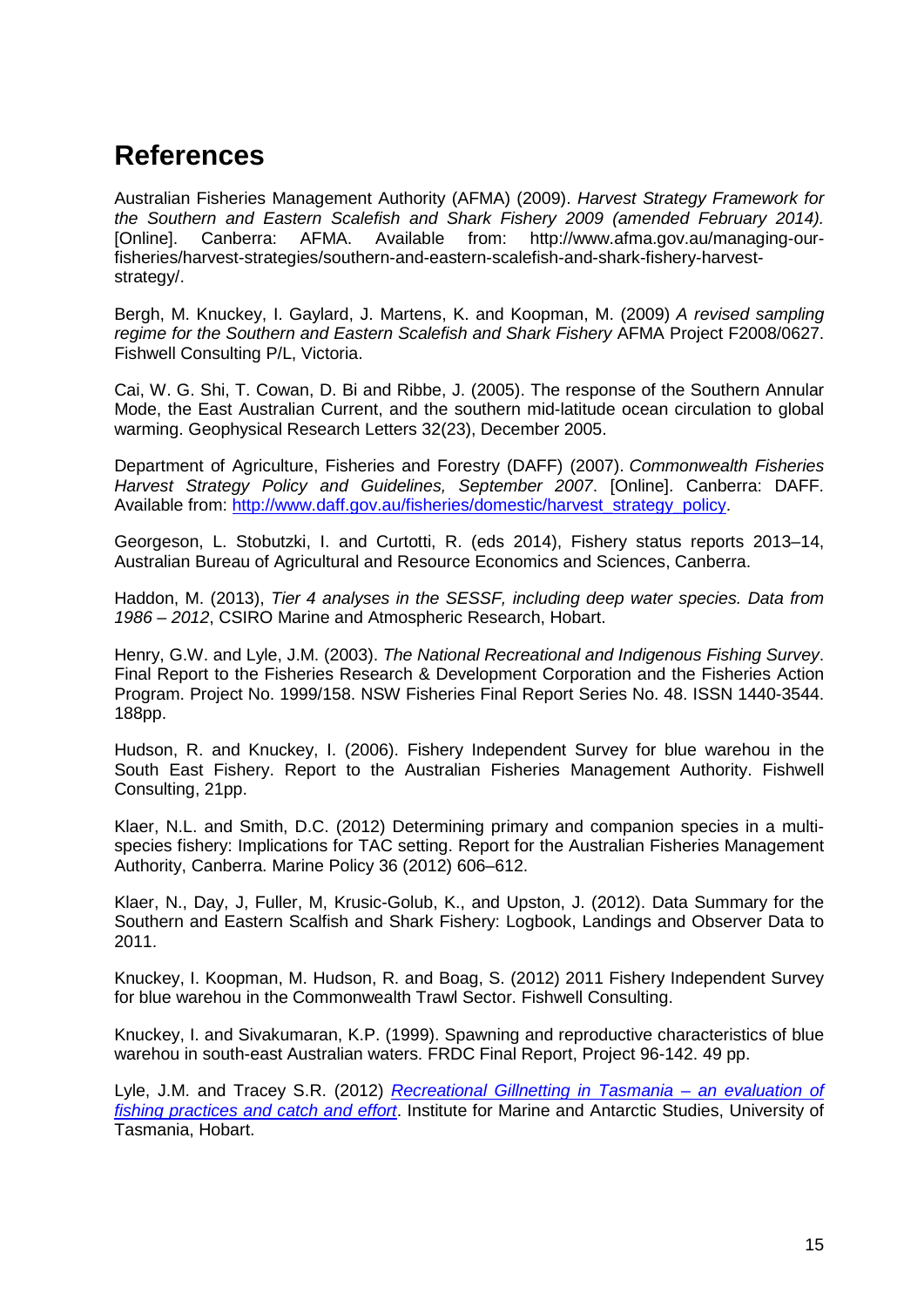# References

Australian Fisheries Management Authority (AFMA) (2009). *Harvest Strategy Framework for the Southern and Eastern Scalefish and Shark Fishery 2009 (amended February 2014).* [Online]. Canberra: AFMA. Available from: http://www.afma.gov.au/managing-our-fisheries/harvest-strategies/southern-and-eastern-scalefish-and-shark-fishery-harvest-strategy/.

Bergh, M. Knuckey, I. Gaylard, J. Martens, K. and Koopman, M. (2009) *A revised sampling regime for the Southern and Eastern Scalefish and Shark Fishery* AFMA Project F2008/0627. Fishwell Consulting P/L, Victoria.

Cai, W. G. Shi, T. Cowan, D. Bi and Ribbe, J. (2005). The response of the Southern Annular Mode, the East Australian Current, and the southern mid-latitude ocean circulation to global warming. Geophysical Research Letters 32(23), December 2005.

Department of Agriculture, Fisheries and Forestry (DAFF) (2007). *Commonwealth Fisheries Harvest Strategy Policy and Guidelines, September 2007*. [Online]. Canberra: DAFF. Available from: http://www.daff.gov.au/fisheries/domestic/harvest_strategy_policy.

Georgeson, L. Stobutzki, I. and Curtotti, R. (eds 2014), Fishery status reports 2013–14, Australian Bureau of Agricultural and Resource Economics and Sciences, Canberra.

Haddon, M. (2013), *Tier 4 analyses in the SESSF, including deep water species. Data from 1986 – 2012*, CSIRO Marine and Atmospheric Research, Hobart.

Henry, G.W. and Lyle, J.M. (2003). *The National Recreational and Indigenous Fishing Survey*. Final Report to the Fisheries Research & Development Corporation and the Fisheries Action Program. Project No. 1999/158. NSW Fisheries Final Report Series No. 48. ISSN 1440-3544. 188pp.

Hudson, R. and Knuckey, I. (2006). Fishery Independent Survey for blue warehou in the South East Fishery. Report to the Australian Fisheries Management Authority. Fishwell Consulting, 21pp.

Klaer, N.L. and Smith, D.C. (2012) Determining primary and companion species in a multi-species fishery: Implications for TAC setting. Report for the Australian Fisheries Management Authority, Canberra. Marine Policy 36 (2012) 606–612.

Klaer, N., Day, J, Fuller, M, Krusic-Golub, K., and Upston, J. (2012). Data Summary for the Southern and Eastern Scalfish and Shark Fishery: Logbook, Landings and Observer Data to 2011.

Knuckey, I. Koopman, M. Hudson, R. and Boag, S. (2012) 2011 Fishery Independent Survey for blue warehou in the Commonwealth Trawl Sector. Fishwell Consulting.

Knuckey, I. and Sivakumaran, K.P. (1999). Spawning and reproductive characteristics of blue warehou in south-east Australian waters. FRDC Final Report, Project 96-142. 49 pp.

Lyle, J.M. and Tracey S.R. (2012) *Recreational Gillnetting in Tasmania – an evaluation of fishing practices and catch and effort*. Institute for Marine and Antarctic Studies, University of Tasmania, Hobart.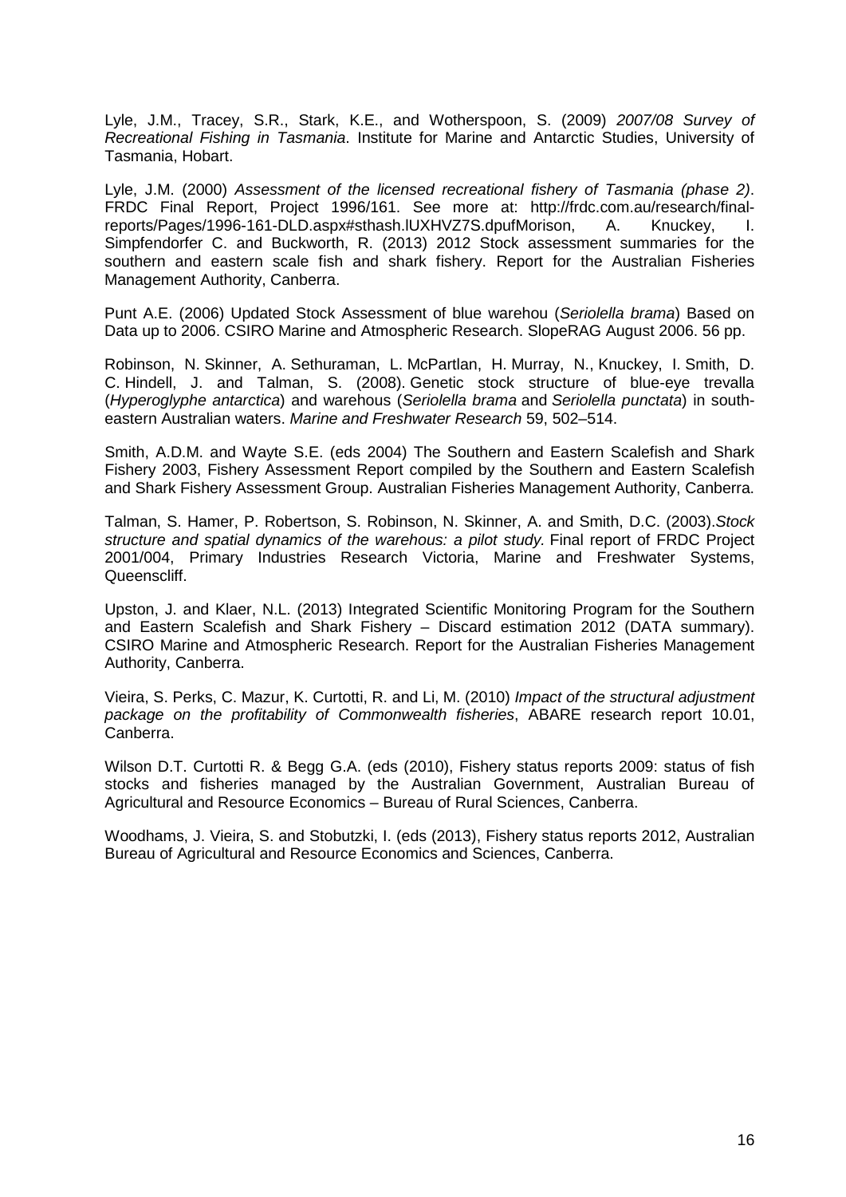Lyle, J.M., Tracey, S.R., Stark, K.E., and Wotherspoon, S. (2009) *2007/08 Survey of Recreational Fishing in Tasmania*. Institute for Marine and Antarctic Studies, University of Tasmania, Hobart.

Lyle, J.M. (2000) *Assessment of the licensed recreational fishery of Tasmania (phase 2)*. FRDC Final Report, Project 1996/161. See more at: http://frdc.com.au/research/final-reports/Pages/1996-161-DLD.aspx#sthash.lUXHVZ7S.dpufMorison, A. Knuckey, I. Simpfendorfer C. and Buckworth, R. (2013) 2012 Stock assessment summaries for the southern and eastern scale fish and shark fishery. Report for the Australian Fisheries Management Authority, Canberra.

Punt A.E. (2006) Updated Stock Assessment of blue warehou (*Seriolella brama*) Based on Data up to 2006. CSIRO Marine and Atmospheric Research. SlopeRAG August 2006. 56 pp.

Robinson, N. Skinner, A. Sethuraman, L. McPartlan, H. Murray, N., Knuckey, I. Smith, D. C. Hindell, J. and Talman, S. (2008). Genetic stock structure of blue-eye trevalla (*Hyperoglyphe antarctica*) and warehous (*Seriolella brama* and *Seriolella punctata*) in south-eastern Australian waters. *Marine and Freshwater Research* 59, 502–514.

Smith, A.D.M. and Wayte S.E. (eds 2004) The Southern and Eastern Scalefish and Shark Fishery 2003, Fishery Assessment Report compiled by the Southern and Eastern Scalefish and Shark Fishery Assessment Group. Australian Fisheries Management Authority, Canberra.

Talman, S. Hamer, P. Robertson, S. Robinson, N. Skinner, A. and Smith, D.C. (2003).*Stock structure and spatial dynamics of the warehous: a pilot study.* Final report of FRDC Project 2001/004, Primary Industries Research Victoria, Marine and Freshwater Systems, Queenscliff.

Upston, J. and Klaer, N.L. (2013) Integrated Scientific Monitoring Program for the Southern and Eastern Scalefish and Shark Fishery – Discard estimation 2012 (DATA summary). CSIRO Marine and Atmospheric Research. Report for the Australian Fisheries Management Authority, Canberra.

Vieira, S. Perks, C. Mazur, K. Curtotti, R. and Li, M. (2010) *Impact of the structural adjustment package on the profitability of Commonwealth fisheries*, ABARE research report 10.01, Canberra.

Wilson D.T. Curtotti R. & Begg G.A. (eds (2010), Fishery status reports 2009: status of fish stocks and fisheries managed by the Australian Government, Australian Bureau of Agricultural and Resource Economics – Bureau of Rural Sciences, Canberra.

Woodhams, J. Vieira, S. and Stobutzki, I. (eds (2013), Fishery status reports 2012, Australian Bureau of Agricultural and Resource Economics and Sciences, Canberra.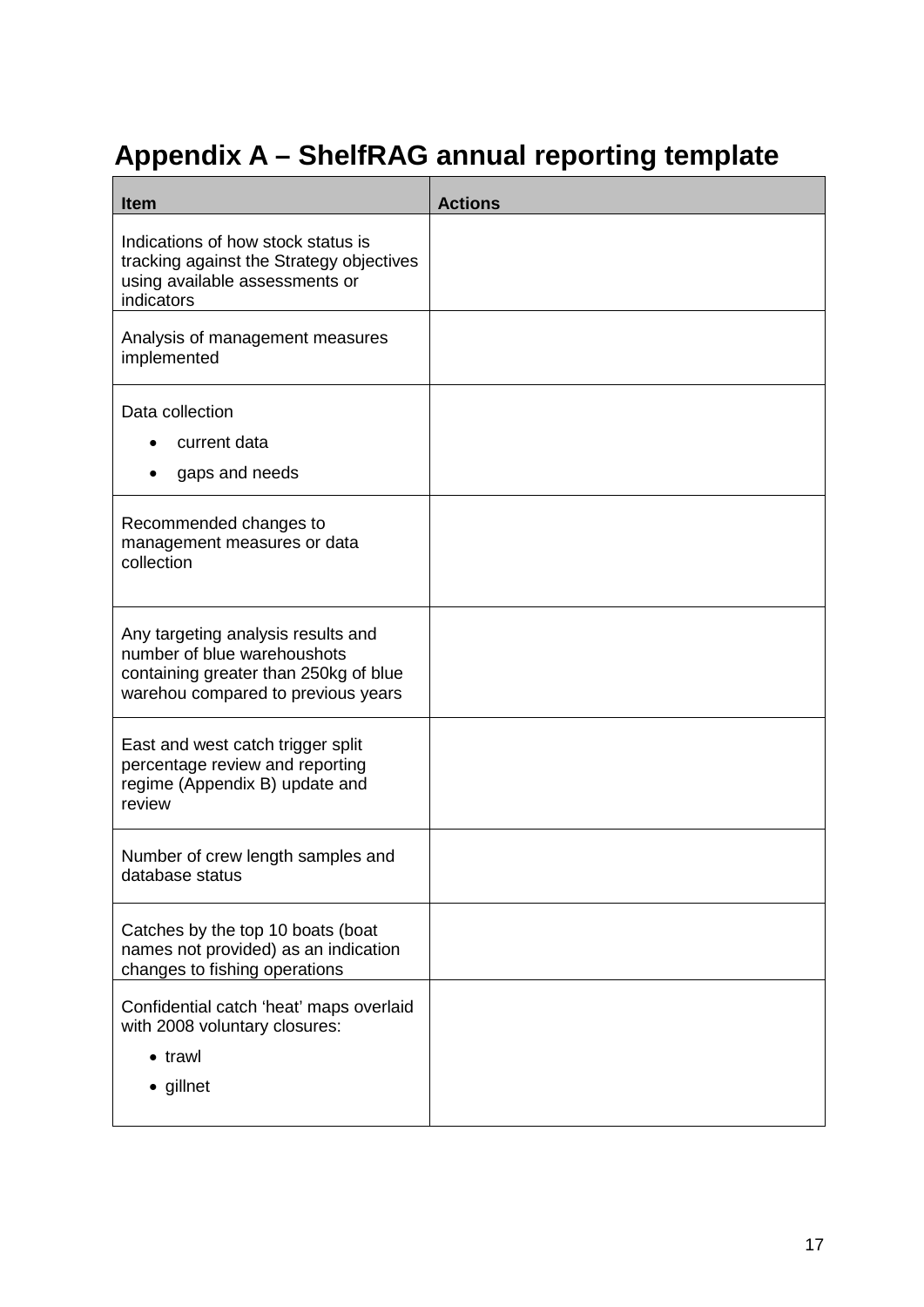# Appendix A – ShelfRAG annual reporting template

| Item | Actions |
|---|---|
| Indications of how stock status is tracking against the Strategy objectives using available assessments or indicators | |
| Analysis of management measures implemented | |
| Data collection<br>• current data<br>• gaps and needs | |
| Recommended changes to management measures or data collection | |
| Any targeting analysis results and number of blue warehoushots containing greater than 250kg of blue warehou compared to previous years | |
| East and west catch trigger split percentage review and reporting regime (Appendix B) update and review | |
| Number of crew length samples and database status | |
| Catches by the top 10 boats (boat names not provided) as an indication changes to fishing operations | |
| Confidential catch 'heat' maps overlaid with 2008 voluntary closures:<br>• trawl<br>• gillnet | |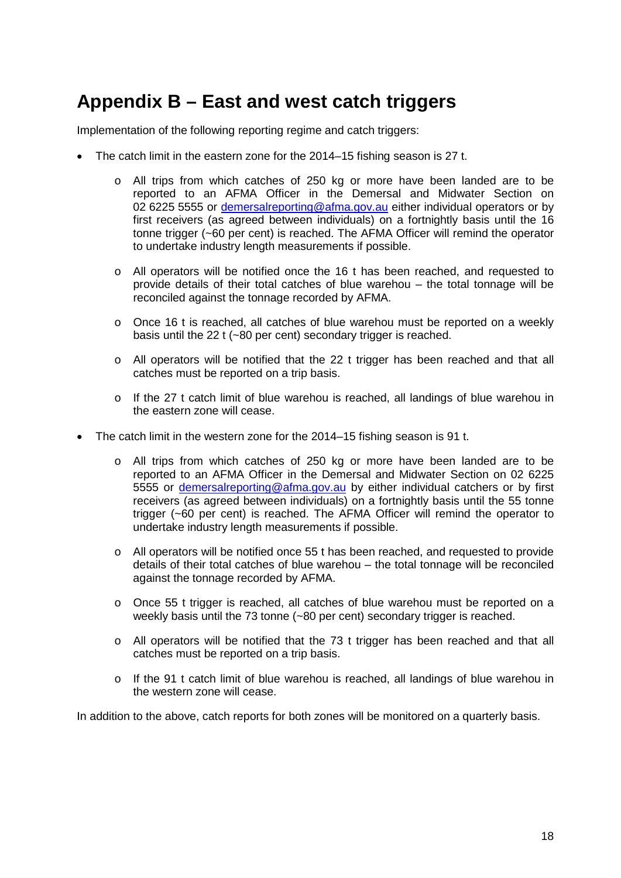# Appendix B – East and west catch triggers

Implementation of the following reporting regime and catch triggers:

- The catch limit in the eastern zone for the 2014–15 fishing season is 27 t.
  - All trips from which catches of 250 kg or more have been landed are to be reported to an AFMA Officer in the Demersal and Midwater Section on 02 6225 5555 or [demersalreporting@afma.gov.au](mailto:demersalreporting@afma.gov.au) either individual operators or by first receivers (as agreed between individuals) on a fortnightly basis until the 16 tonne trigger (~60 per cent) is reached. The AFMA Officer will remind the operator to undertake industry length measurements if possible.
  - All operators will be notified once the 16 t has been reached, and requested to provide details of their total catches of blue warehou – the total tonnage will be reconciled against the tonnage recorded by AFMA.
  - Once 16 t is reached, all catches of blue warehou must be reported on a weekly basis until the 22 t (~80 per cent) secondary trigger is reached.
  - All operators will be notified that the 22 t trigger has been reached and that all catches must be reported on a trip basis.
  - If the 27 t catch limit of blue warehou is reached, all landings of blue warehou in the eastern zone will cease.
- The catch limit in the western zone for the 2014–15 fishing season is 91 t.
  - All trips from which catches of 250 kg or more have been landed are to be reported to an AFMA Officer in the Demersal and Midwater Section on 02 6225 5555 or [demersalreporting@afma.gov.au](mailto:demersalreporting@afma.gov.au) by either individual catchers or by first receivers (as agreed between individuals) on a fortnightly basis until the 55 tonne trigger (~60 per cent) is reached. The AFMA Officer will remind the operator to undertake industry length measurements if possible.
  - All operators will be notified once 55 t has been reached, and requested to provide details of their total catches of blue warehou – the total tonnage will be reconciled against the tonnage recorded by AFMA.
  - Once 55 t trigger is reached, all catches of blue warehou must be reported on a weekly basis until the 73 tonne (~80 per cent) secondary trigger is reached.
  - All operators will be notified that the 73 t trigger has been reached and that all catches must be reported on a trip basis.
  - If the 91 t catch limit of blue warehou is reached, all landings of blue warehou in the western zone will cease.

In addition to the above, catch reports for both zones will be monitored on a quarterly basis.